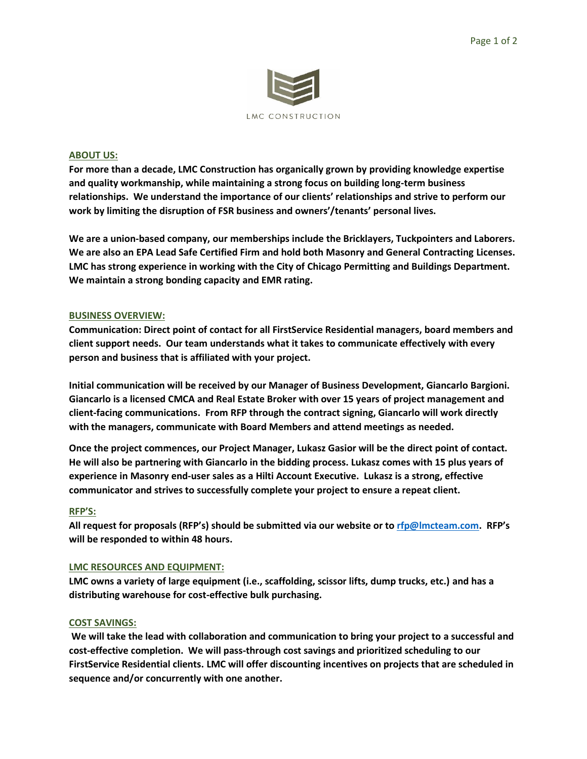LMC CONSTRUCTION

## ABOUT US:

**For more than a decade, LMC Construction has organically grown by providing knowledge expertise and quality workmanship, while maintaining a strong focus on building long-term business relationships. We understand the importance of our clients' relationships and strive to perform our work by limiting the disruption of FSR business and owners'/tenants' personal lives.**

**We are a union-based company, our memberships include the Bricklayers, Tuckpointers and Laborers. We are also an EPA Lead Safe Certified Firm and hold both Masonry and General Contracting Licenses. LMC has strong experience in working with the City of Chicago Permitting and Buildings Department. We maintain a strong bonding capacity and EMR rating.**

## BUSINESS OVERVIEW:

**Communication: Direct point of contact for all FirstService Residential managers, board members and client support needs. Our team understands what it takes to communicate effectively with every person and business that is affiliated with your project.**

**Initial communication will be received by our Manager of Business Development, Giancarlo Bargioni. Giancarlo is a licensed CMCA and Real Estate Broker with over 15 years of project management and client-facing communications. From RFP through the contract signing, Giancarlo will work directly with the managers, communicate with Board Members and attend meetings as needed.**

**Once the project commences, our Project Manager, Lukasz Gasior will be the direct point of contact. He will also be partnering with Giancarlo in the bidding process. Lukasz comes with 15 plus years of experience in Masonry end-user sales as a Hilti Account Executive. Lukasz is a strong, effective communicator and strives to successfully complete your project to ensure a repeat client.**

## RFP'S:

**All request for proposals (RFP's) should be submitted via our website or to rfp@lmcteam.com. RFP's will be responded to within 48 hours.**

## LMC RESOURCES AND EQUIPMENT:

**LMC owns a variety of large equipment (i.e., scaffolding, scissor lifts, dump trucks, etc.) and has a distributing warehouse for cost-effective bulk purchasing.**

## COST SAVINGS:

**We will take the lead with collaboration and communication to bring your project to a successful and cost-effective completion. We will pass-through cost savings and prioritized scheduling to our FirstService Residential clients. LMC will offer discounting incentives on projects that are scheduled in sequence and/or concurrently with one another.**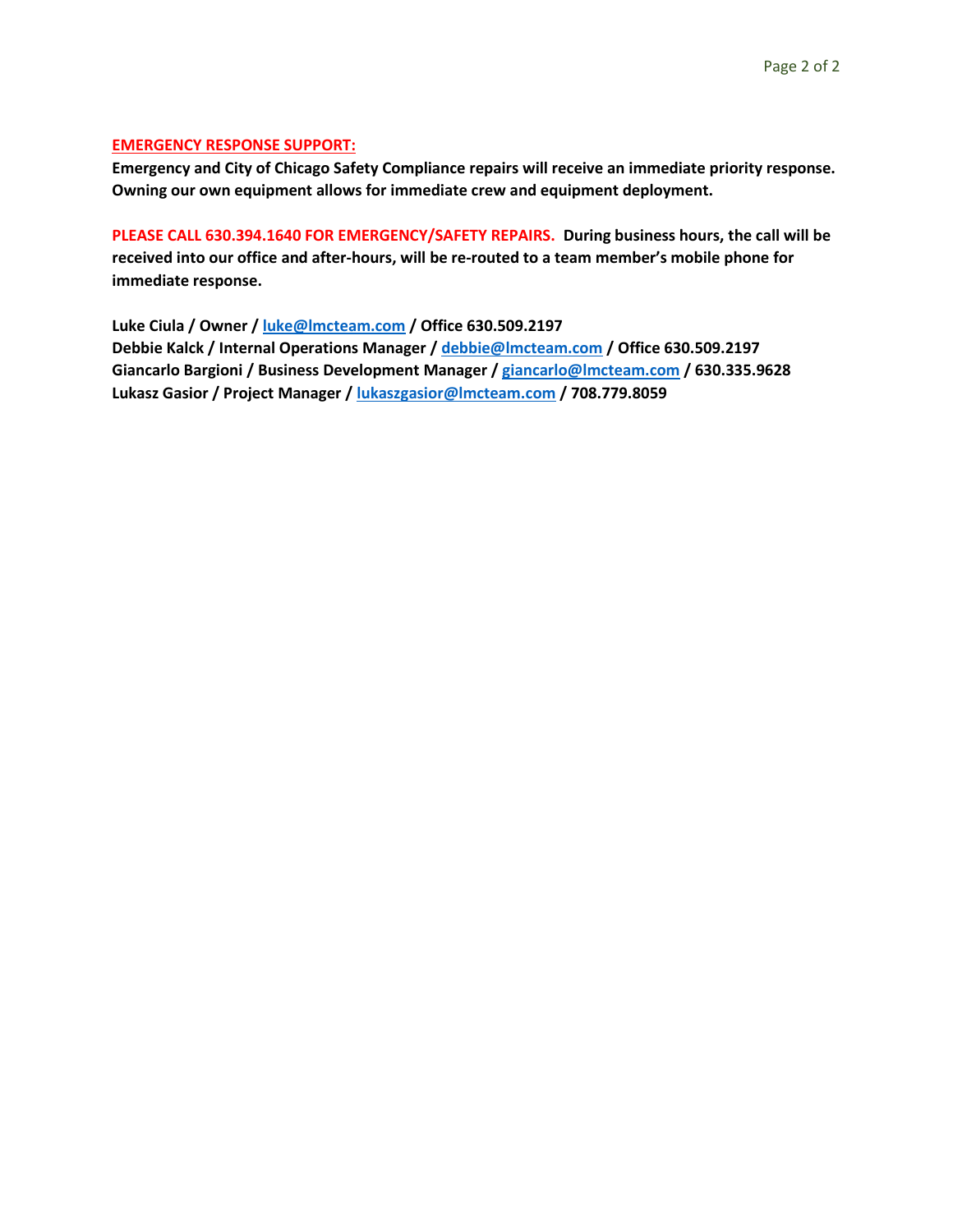**EMERGENCY RESPONSE SUPPORT:**

**Emergency and City of Chicago Safety Compliance repairs will receive an immediate priority response. Owning our own equipment allows for immediate crew and equipment deployment.**

**PLEASE CALL 630.394.1640 FOR EMERGENCY/SAFETY REPAIRS. During business hours, the call will be received into our office and after-hours, will be re-routed to a team member's mobile phone for immediate response.**

**Luke Ciula / Owner / luke@lmcteam.com / Office 630.509.2197**
**Debbie Kalck / Internal Operations Manager / debbie@lmcteam.com / Office 630.509.2197**
**Giancarlo Bargioni / Business Development Manager / giancarlo@lmcteam.com / 630.335.9628**
**Lukasz Gasior / Project Manager / lukaszgasior@lmcteam.com / 708.779.8059**